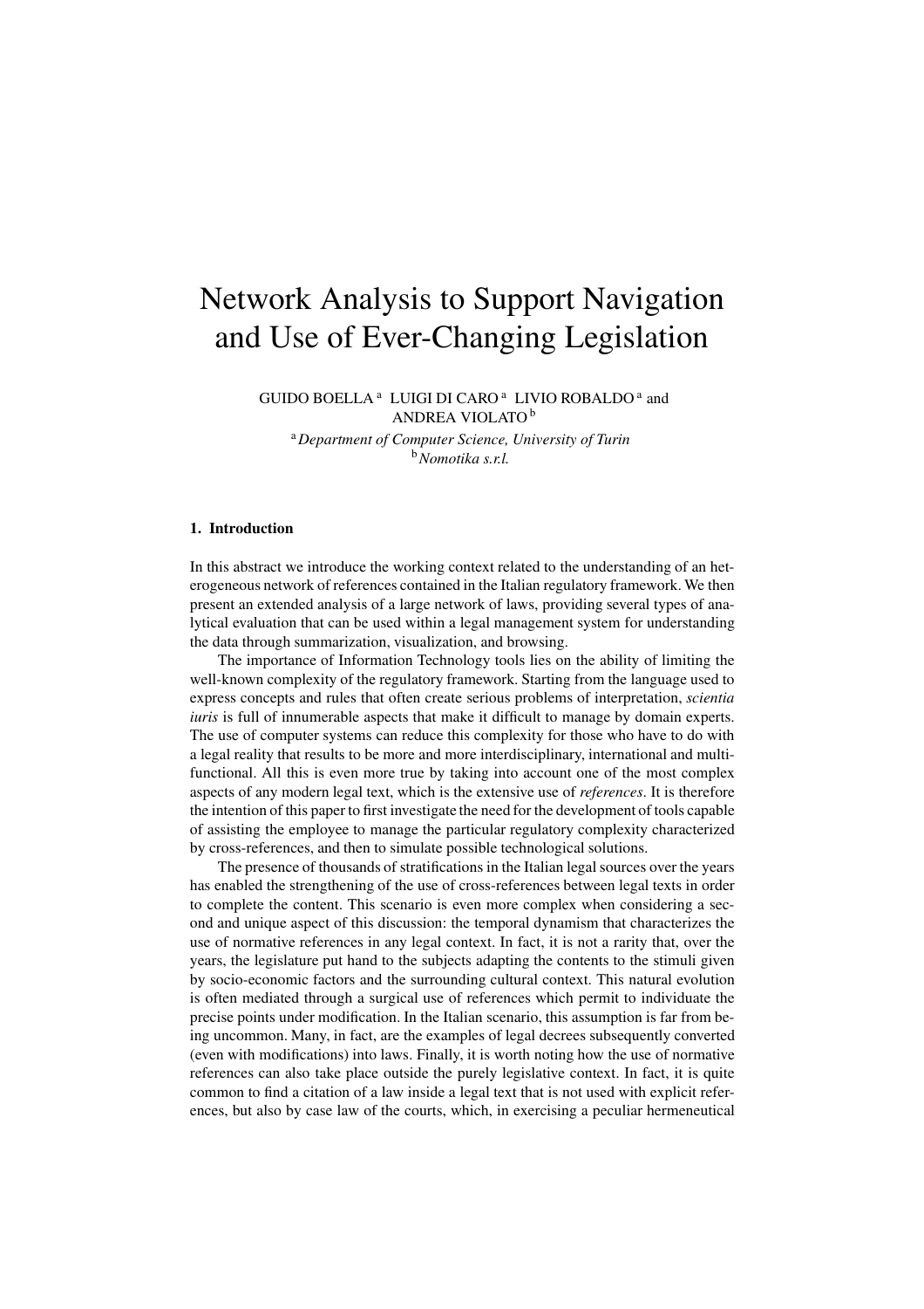# Network Analysis to Support Navigation and Use of Ever-Changing Legislation

GUIDO BOELLA [a] LUIGI DI CARO [a] LIVIO ROBALDO [a] and ANDREA VIOLATO [b]

[a] *Department of Computer Science, University of Turin*
[b] *Nomotika s.r.l.*

## 1. Introduction

In this abstract we introduce the working context related to the understanding of an heterogeneous network of references contained in the Italian regulatory framework. We then present an extended analysis of a large network of laws, providing several types of analytical evaluation that can be used within a legal management system for understanding the data through summarization, visualization, and browsing.

The importance of Information Technology tools lies on the ability of limiting the well-known complexity of the regulatory framework. Starting from the language used to express concepts and rules that often create serious problems of interpretation, *scientia iuris* is full of innumerable aspects that make it difficult to manage by domain experts. The use of computer systems can reduce this complexity for those who have to do with a legal reality that results to be more and more interdisciplinary, international and multi-functional. All this is even more true by taking into account one of the most complex aspects of any modern legal text, which is the extensive use of *references*. It is therefore the intention of this paper to first investigate the need for the development of tools capable of assisting the employee to manage the particular regulatory complexity characterized by cross-references, and then to simulate possible technological solutions.

The presence of thousands of stratifications in the Italian legal sources over the years has enabled the strengthening of the use of cross-references between legal texts in order to complete the content. This scenario is even more complex when considering a second and unique aspect of this discussion: the temporal dynamism that characterizes the use of normative references in any legal context. In fact, it is not a rarity that, over the years, the legislature put hand to the subjects adapting the contents to the stimuli given by socio-economic factors and the surrounding cultural context. This natural evolution is often mediated through a surgical use of references which permit to individuate the precise points under modification. In the Italian scenario, this assumption is far from being uncommon. Many, in fact, are the examples of legal decrees subsequently converted (even with modifications) into laws. Finally, it is worth noting how the use of normative references can also take place outside the purely legislative context. In fact, it is quite common to find a citation of a law inside a legal text that is not used with explicit references, but also by case law of the courts, which, in exercising a peculiar hermeneutical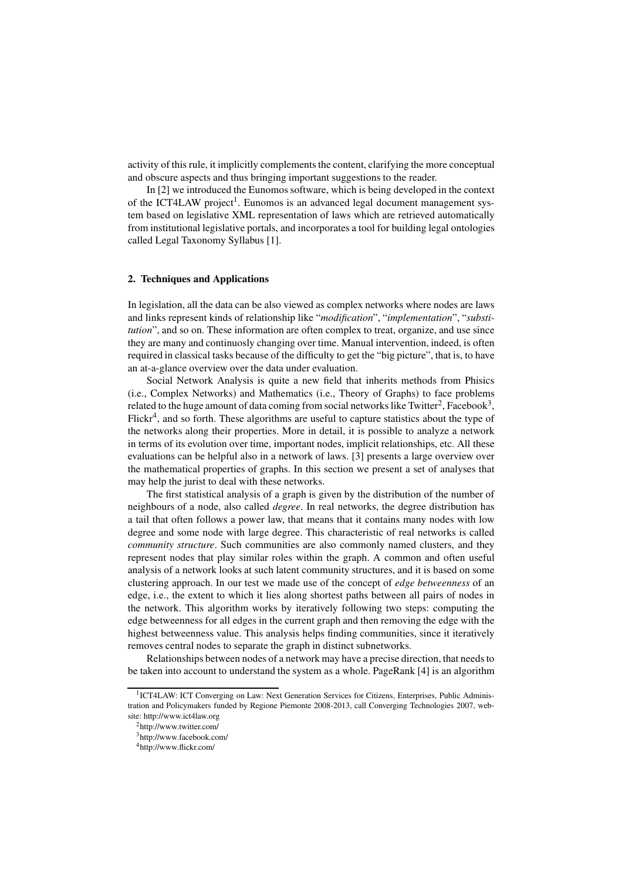activity of this rule, it implicitly complements the content, clarifying the more conceptual and obscure aspects and thus bringing important suggestions to the reader.

In [2] we introduced the Eunomos software, which is being developed in the context of the ICT4LAW project[1]. Eunomos is an advanced legal document management system based on legislative XML representation of laws which are retrieved automatically from institutional legislative portals, and incorporates a tool for building legal ontologies called Legal Taxonomy Syllabus [1].

## 2. Techniques and Applications

In legislation, all the data can be also viewed as complex networks where nodes are laws and links represent kinds of relationship like "*modification*", "*implementation*", "*substitution*", and so on. These information are often complex to treat, organize, and use since they are many and continuosly changing over time. Manual intervention, indeed, is often required in classical tasks because of the difficulty to get the "big picture", that is, to have an at-a-glance overview over the data under evaluation.

Social Network Analysis is quite a new field that inherits methods from Phisics (i.e., Complex Networks) and Mathematics (i.e., Theory of Graphs) to face problems related to the huge amount of data coming from social networks like Twitter[2], Facebook[3], Flickr[4], and so forth. These algorithms are useful to capture statistics about the type of the networks along their properties. More in detail, it is possible to analyze a network in terms of its evolution over time, important nodes, implicit relationships, etc. All these evaluations can be helpful also in a network of laws. [3] presents a large overview over the mathematical properties of graphs. In this section we present a set of analyses that may help the jurist to deal with these networks.

The first statistical analysis of a graph is given by the distribution of the number of neighbours of a node, also called *degree*. In real networks, the degree distribution has a tail that often follows a power law, that means that it contains many nodes with low degree and some node with large degree. This characteristic of real networks is called *community structure*. Such communities are also commonly named clusters, and they represent nodes that play similar roles within the graph. A common and often useful analysis of a network looks at such latent community structures, and it is based on some clustering approach. In our test we made use of the concept of *edge betweenness* of an edge, i.e., the extent to which it lies along shortest paths between all pairs of nodes in the network. This algorithm works by iteratively following two steps: computing the edge betweenness for all edges in the current graph and then removing the edge with the highest betweenness value. This analysis helps finding communities, since it iteratively removes central nodes to separate the graph in distinct subnetworks.

Relationships between nodes of a network may have a precise direction, that needs to be taken into account to understand the system as a whole. PageRank [4] is an algorithm

---

[1] ICT4LAW: ICT Converging on Law: Next Generation Services for Citizens, Enterprises, Public Administration and Policymakers funded by Regione Piemonte 2008-2013, call Converging Technologies 2007, website: http://www.ict4law.org

[2] http://www.twitter.com/

[3] http://www.facebook.com/

[4] http://www.flickr.com/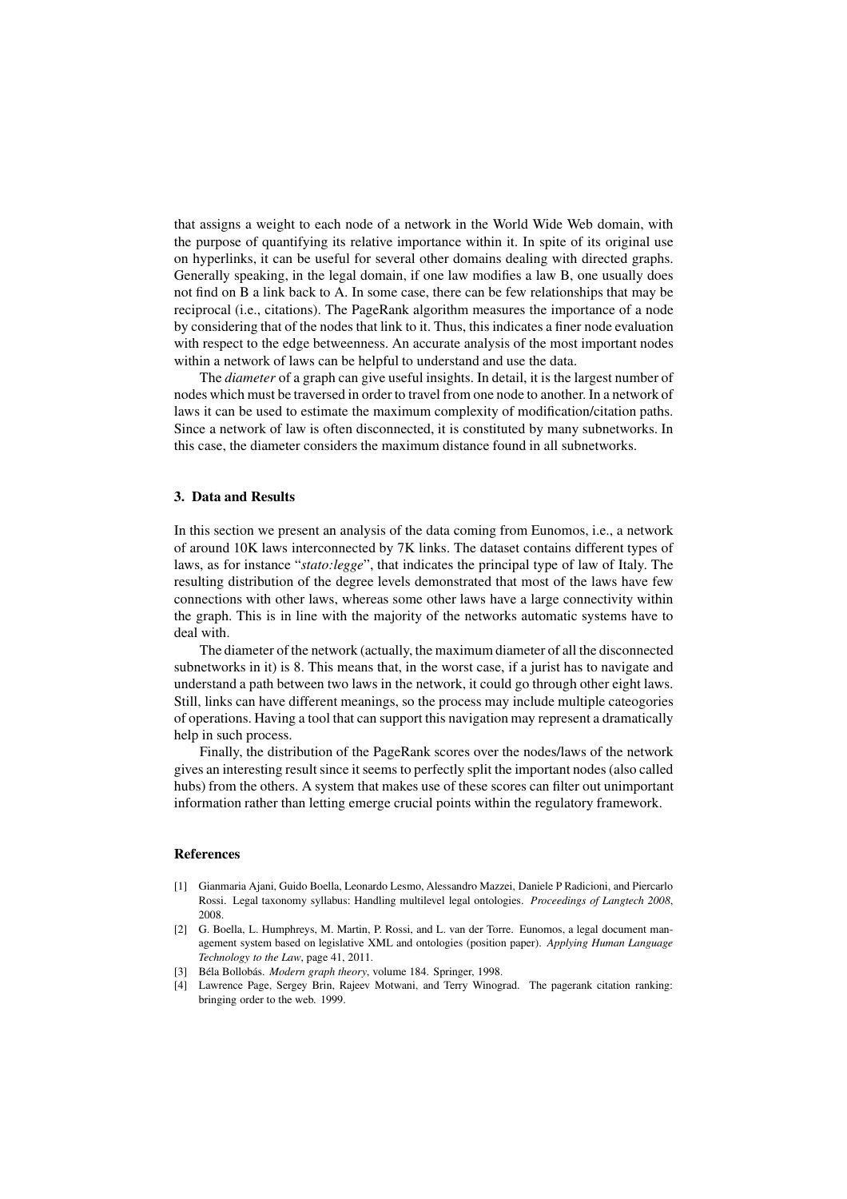that assigns a weight to each node of a network in the World Wide Web domain, with the purpose of quantifying its relative importance within it. In spite of its original use on hyperlinks, it can be useful for several other domains dealing with directed graphs. Generally speaking, in the legal domain, if one law modifies a law B, one usually does not find on B a link back to A. In some case, there can be few relationships that may be reciprocal (i.e., citations). The PageRank algorithm measures the importance of a node by considering that of the nodes that link to it. Thus, this indicates a finer node evaluation with respect to the edge betweenness. An accurate analysis of the most important nodes within a network of laws can be helpful to understand and use the data.

The *diameter* of a graph can give useful insights. In detail, it is the largest number of nodes which must be traversed in order to travel from one node to another. In a network of laws it can be used to estimate the maximum complexity of modification/citation paths. Since a network of law is often disconnected, it is constituted by many subnetworks. In this case, the diameter considers the maximum distance found in all subnetworks.

## 3. Data and Results

In this section we present an analysis of the data coming from Eunomos, i.e., a network of around 10K laws interconnected by 7K links. The dataset contains different types of laws, as for instance "*stato:legge*", that indicates the principal type of law of Italy. The resulting distribution of the degree levels demonstrated that most of the laws have few connections with other laws, whereas some other laws have a large connectivity within the graph. This is in line with the majority of the networks automatic systems have to deal with.

The diameter of the network (actually, the maximum diameter of all the disconnected subnetworks in it) is 8. This means that, in the worst case, if a jurist has to navigate and understand a path between two laws in the network, it could go through other eight laws. Still, links can have different meanings, so the process may include multiple cateogories of operations. Having a tool that can support this navigation may represent a dramatically help in such process.

Finally, the distribution of the PageRank scores over the nodes/laws of the network gives an interesting result since it seems to perfectly split the important nodes (also called hubs) from the others. A system that makes use of these scores can filter out unimportant information rather than letting emerge crucial points within the regulatory framework.

## References

[1] Gianmaria Ajani, Guido Boella, Leonardo Lesmo, Alessandro Mazzei, Daniele P Radicioni, and Piercarlo Rossi. Legal taxonomy syllabus: Handling multilevel legal ontologies. *Proceedings of Langtech 2008*, 2008.

[2] G. Boella, L. Humphreys, M. Martin, P. Rossi, and L. van der Torre. Eunomos, a legal document management system based on legislative XML and ontologies (position paper). *Applying Human Language Technology to the Law*, page 41, 2011.

[3] Béla Bollobás. *Modern graph theory*, volume 184. Springer, 1998.

[4] Lawrence Page, Sergey Brin, Rajeev Motwani, and Terry Winograd. The pagerank citation ranking: bringing order to the web. 1999.